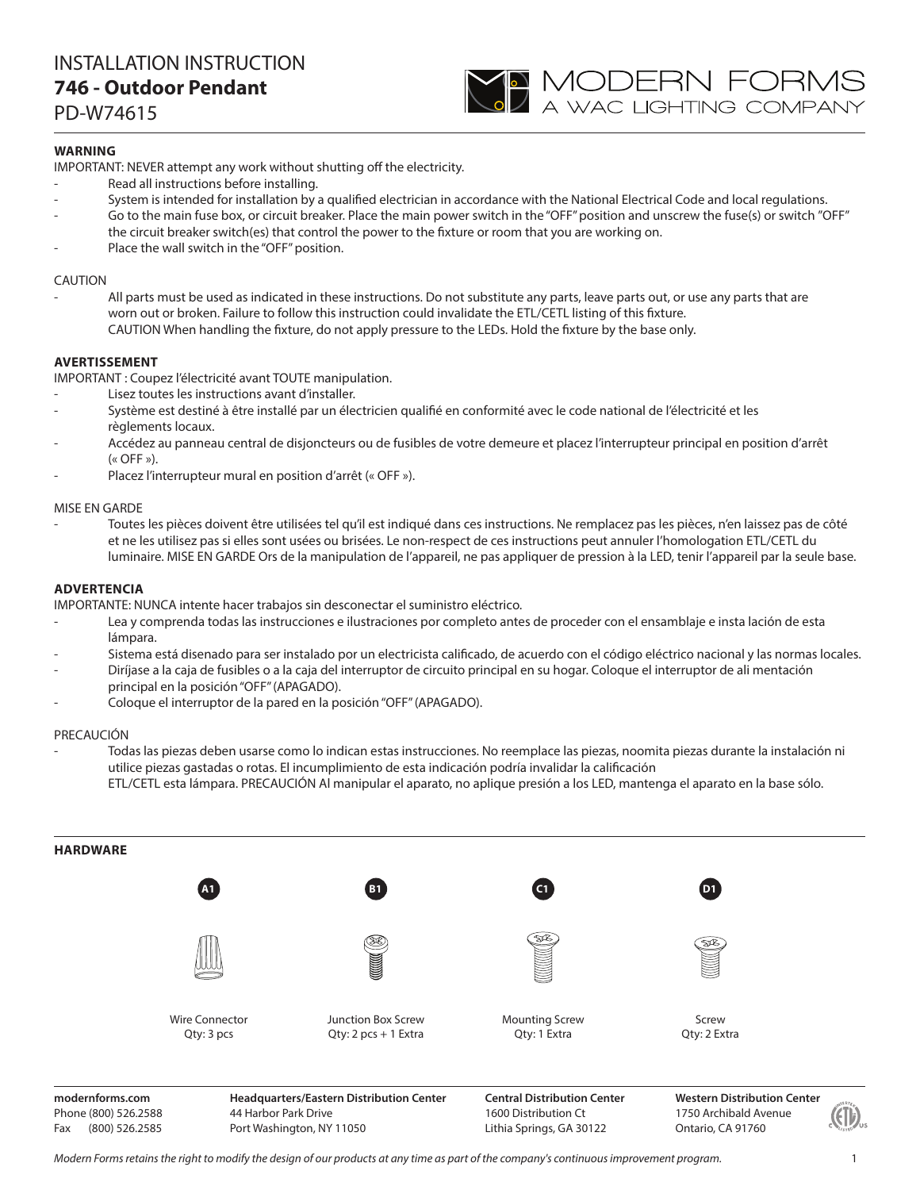# INSTALLATION INSTRUCTION
## 746 - Outdoor Pendant
PD-W74615

MODERN FORMS
A WAC LIGHTING COMPANY

### WARNING

IMPORTANT: NEVER attempt any work without shutting off the electricity.

- Read all instructions before installing.
- System is intended for installation by a qualified electrician in accordance with the National Electrical Code and local regulations.
- Go to the main fuse box, or circuit breaker. Place the main power switch in the "OFF" position and unscrew the fuse(s) or switch "OFF" the circuit breaker switch(es) that control the power to the fixture or room that you are working on.
- Place the wall switch in the "OFF" position.

CAUTION

- All parts must be used as indicated in these instructions. Do not substitute any parts, leave parts out, or use any parts that are worn out or broken. Failure to follow this instruction could invalidate the ETL/CETL listing of this fixture. CAUTION When handling the fixture, do not apply pressure to the LEDs. Hold the fixture by the base only.

### AVERTISSEMENT

IMPORTANT : Coupez l'électricité avant TOUTE manipulation.

- Lisez toutes les instructions avant d'installer.
- Système est destiné à être installé par un électricien qualifié en conformité avec le code national de l'électricité et les règlements locaux.
- Accédez au panneau central de disjoncteurs ou de fusibles de votre demeure et placez l'interrupteur principal en position d'arrêt (« OFF »).
- Placez l'interrupteur mural en position d'arrêt (« OFF »).

MISE EN GARDE

- Toutes les pièces doivent être utilisées tel qu'il est indiqué dans ces instructions. Ne remplacez pas les pièces, n'en laissez pas de côté et ne les utilisez pas si elles sont usées ou brisées. Le non-respect de ces instructions peut annuler l'homologation ETL/CETL du luminaire. MISE EN GARDE Ors de la manipulation de l'appareil, ne pas appliquer de pression à la LED, tenir l'appareil par la seule base.

### ADVERTENCIA

IMPORTANTE: NUNCA intente hacer trabajos sin desconectar el suministro eléctrico.

- Lea y comprenda todas las instrucciones e ilustraciones por completo antes de proceder con el ensamblaje e insta lación de esta lámpara.
- Sistema está disenado para ser instalado por un electricista calificado, de acuerdo con el código eléctrico nacional y las normas locales.
- Diríjase a la caja de fusibles o a la caja del interruptor de circuito principal en su hogar. Coloque el interruptor de ali mentación principal en la posición "OFF" (APAGADO).
- Coloque el interruptor de la pared en la posición "OFF" (APAGADO).

PRECAUCIÓN

- Todas las piezas deben usarse como lo indican estas instrucciones. No reemplace las piezas, noomita piezas durante la instalación ni utilice piezas gastadas o rotas. El incumplimiento de esta indicación podría invalidar la calificación ETL/CETL esta lámpara. PRECAUCIÓN Al manipular el aparato, no aplique presión a los LED, mantenga el aparato en la base sólo.

### HARDWARE

| A1 | B1 | C1 | D1 |
|---|---|---|---|
| Wire Connector<br>Qty: 3 pcs | Junction Box Screw<br>Qty: 2 pcs + 1 Extra | Mounting Screw<br>Qty: 1 Extra | Screw<br>Qty: 2 Extra |

**modernforms.com**
Phone (800) 526.2588
Fax (800) 526.2585

**Headquarters/Eastern Distribution Center**
44 Harbor Park Drive
Port Washington, NY 11050

**Central Distribution Center**
1600 Distribution Ct
Lithia Springs, GA 30122

**Western Distribution Center**
1750 Archibald Avenue
Ontario, CA 91760

*Modern Forms retains the right to modify the design of our products at any time as part of the company's continuous improvement program.*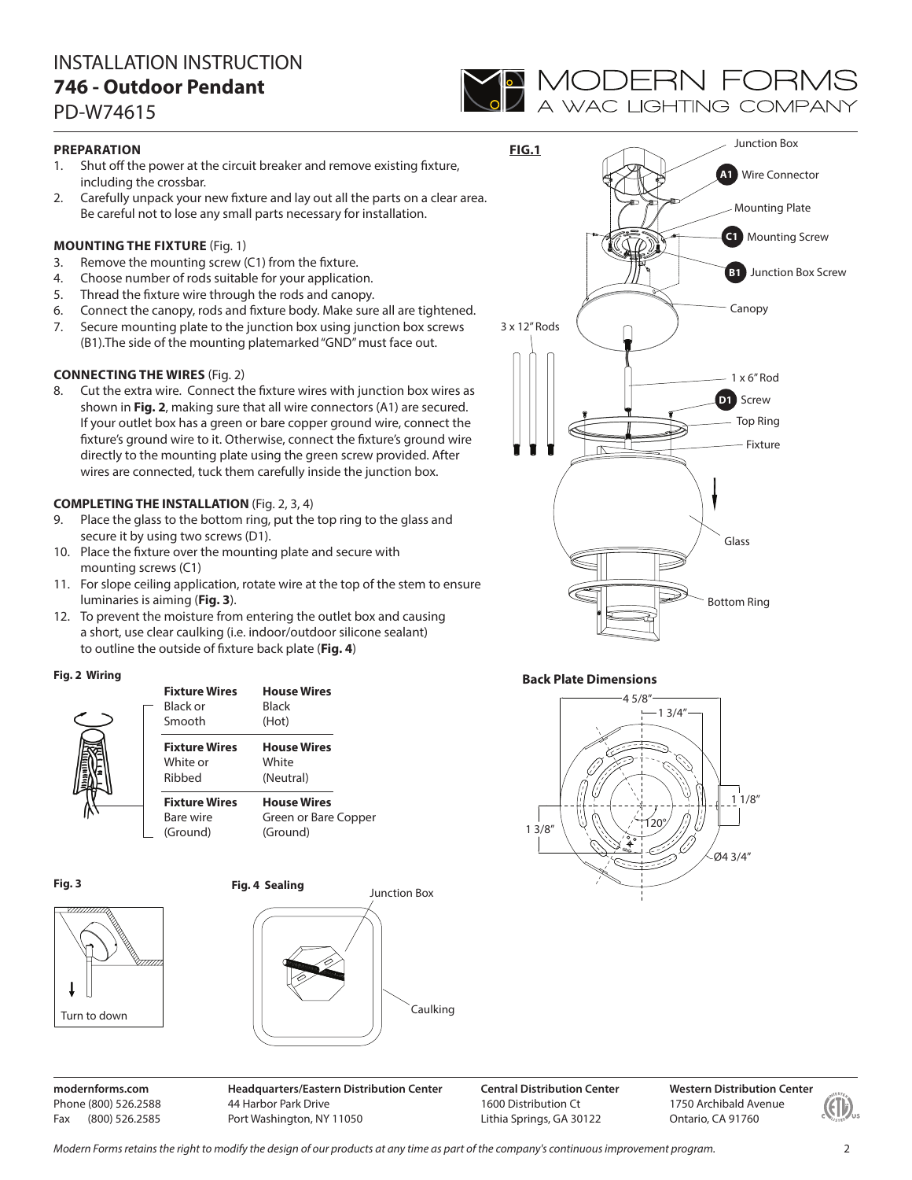# INSTALLATION INSTRUCTION
## 746 - Outdoor Pendant
PD-W74615

MODERN FORMS
A WAC LIGHTING COMPANY

### PREPARATION

1. Shut off the power at the circuit breaker and remove existing fixture, including the crossbar.
2. Carefully unpack your new fixture and lay out all the parts on a clear area. Be careful not to lose any small parts necessary for installation.

### MOUNTING THE FIXTURE (Fig. 1)

3. Remove the mounting screw (C1) from the fixture.
4. Choose number of rods suitable for your application.
5. Thread the fixture wire through the rods and canopy.
6. Connect the canopy, rods and fixture body. Make sure all are tightened.
7. Secure mounting plate to the junction box using junction box screws (B1).The side of the mountingplate marked "GND" must face out.

### CONNECTING THE WIRES (Fig. 2)

8. Cut the extra wire. Connect the fixture wires with junction box wires as shown in **Fig. 2**, making sure that all wire connectors (A1) are secured. If your outlet box has a green or bare copper ground wire, connect the fixture's ground wire to it. Otherwise, connect the fixture's ground wire directly to the mounting plate using the green screw provided. After wires are connected, tuck them carefully inside the junction box.

### COMPLETING THE INSTALLATION (Fig. 2, 3, 4)

9. Place the glass to the bottom ring, put the top ring to the glass and secure it by using two screws (D1).
10. Place the fixture over the mounting plate and secure with mounting screws (C1)
11. For slope ceiling application, rotate wire at the top of the stem to ensure luminaries is aiming (**Fig. 3**).
12. To prevent the moisture from entering the outlet box and causing a short, use clear caulking (i.e. indoor/outdoor silicone sealant) to outline the outside of fixture back plate (**Fig. 4**)

**FIG.1**

Junction Box
A1 Wire Connector
Mounting Plate
C1 Mounting Screw
B1 Junction Box Screw
Canopy
3 x 12" Rods
1 x 6" Rod
D1 Screw
Top Ring
Fixture
Glass
Bottom Ring

**Fig. 2 Wiring**

| Fixture Wires | House Wires |
|---|---|
| Black or Smooth | Black (Hot) |
| White or Ribbed | White (Neutral) |
| Bare wire (Ground) | Green or Bare Copper (Ground) |

**Back Plate Dimensions**

4 5/8"
1 3/4"
1 1/8"
1 3/8"
120°
Ø4 3/4"

**Fig. 3**

Turn to down

**Fig. 4 Sealing**

Junction Box
Caulking

**modernforms.com**
Phone (800) 526.2588
Fax (800) 526.2585

**Headquarters/Eastern Distribution Center**
44 Harbor Park Drive
Port Washington, NY 11050

**Central Distribution Center**
1600 Distribution Ct
Lithia Springs, GA 30122

**Western Distribution Center**
1750 Archibald Avenue
Ontario, CA 91760

*Modern Forms retains the right to modify the design of our products at any time as part of the company's continuous improvement program.*